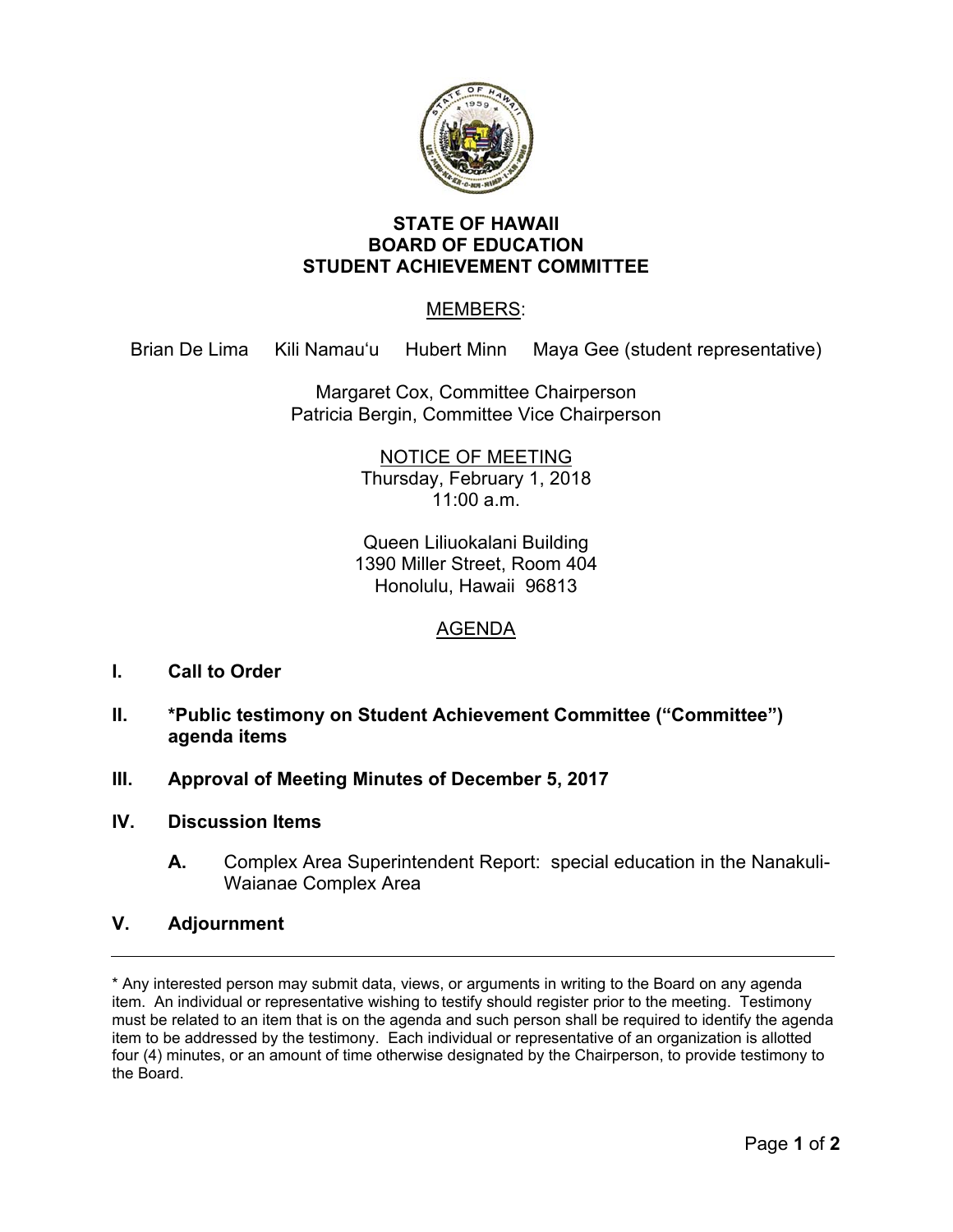# STATE OF HAWAII
# BOARD OF EDUCATION
# STUDENT ACHIEVEMENT COMMITTEE

MEMBERS:

Brian De Lima Kili Namau'u Hubert Minn Maya Gee (student representative)

Margaret Cox, Committee Chairperson
Patricia Bergin, Committee Vice Chairperson

NOTICE OF MEETING
Thursday, February 1, 2018
11:00 a.m.

Queen Liliuokalani Building
1390 Miller Street, Room 404
Honolulu, Hawaii 96813

## AGENDA

**I. Call to Order**

**II. *Public testimony on Student Achievement Committee ("Committee") agenda items**

**III. Approval of Meeting Minutes of December 5, 2017**

**IV. Discussion Items**

**A.** Complex Area Superintendent Report: special education in the Nanakuli-Waianae Complex Area

**V. Adjournment**

---

* Any interested person may submit data, views, or arguments in writing to the Board on any agenda item. An individual or representative wishing to testify should register prior to the meeting. Testimony must be related to an item that is on the agenda and such person shall be required to identify the agenda item to be addressed by the testimony. Each individual or representative of an organization is allotted four (4) minutes, or an amount of time otherwise designated by the Chairperson, to provide testimony to the Board.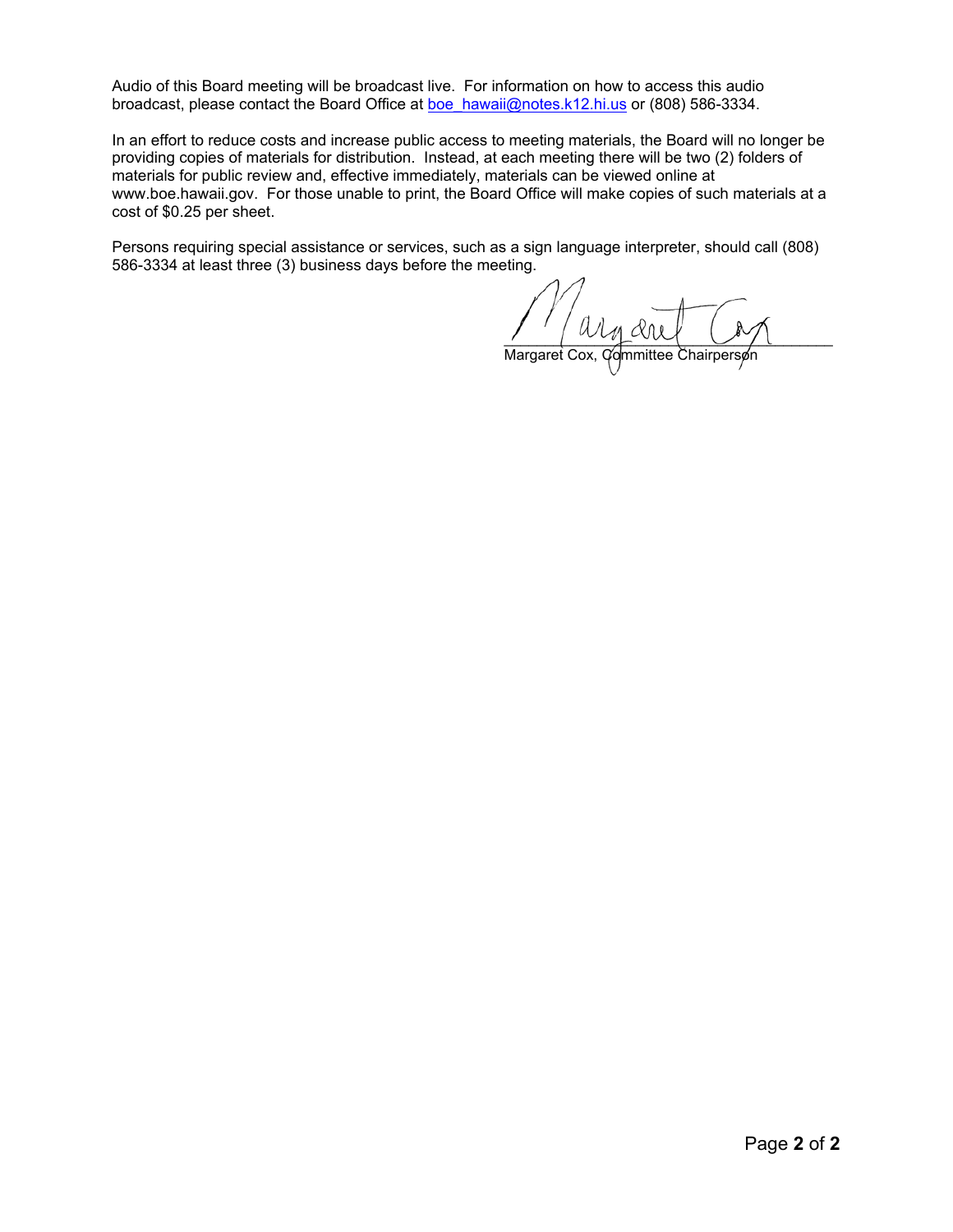Audio of this Board meeting will be broadcast live. For information on how to access this audio broadcast, please contact the Board Office at boe_hawaii@notes.k12.hi.us or (808) 586-3334.

In an effort to reduce costs and increase public access to meeting materials, the Board will no longer be providing copies of materials for distribution. Instead, at each meeting there will be two (2) folders of materials for public review and, effective immediately, materials can be viewed online at www.boe.hawaii.gov. For those unable to print, the Board Office will make copies of such materials at a cost of $0.25 per sheet.

Persons requiring special assistance or services, such as a sign language interpreter, should call (808) 586-3334 at least three (3) business days before the meeting.

Margaret Cox, Committee Chairperson